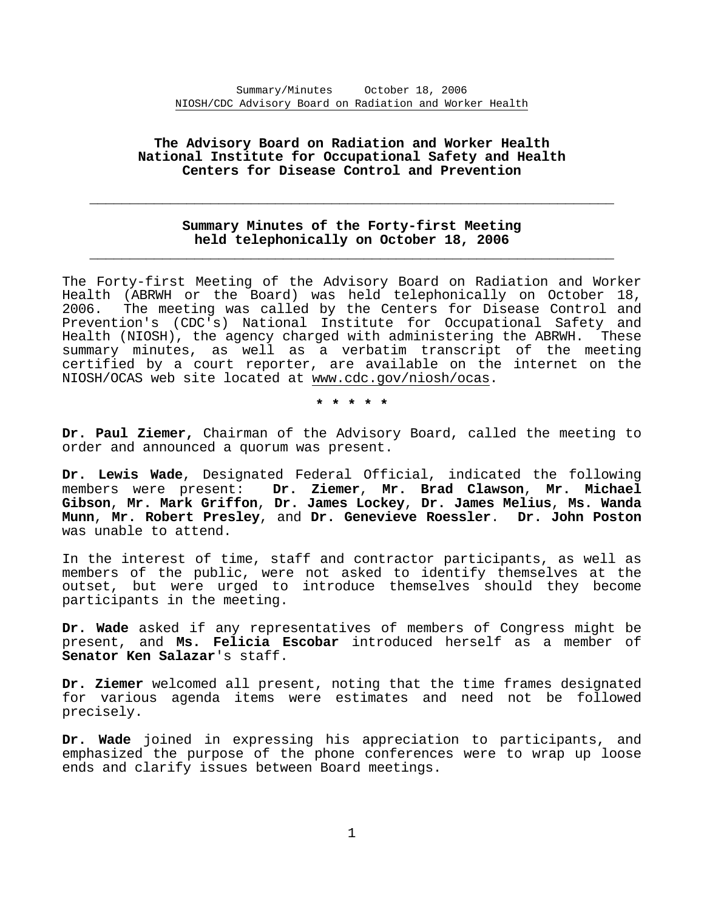Summary/Minutes October 18, 2006
NIOSH/CDC Advisory Board on Radiation and Worker Health

# The Advisory Board on Radiation and Worker Health National Institute for Occupational Safety and Health Centers for Disease Control and Prevention

---

## Summary Minutes of the Forty-first Meeting held telephonically on October 18, 2006

---

The Forty-first Meeting of the Advisory Board on Radiation and Worker Health (ABRWH or the Board) was held telephonically on October 18, 2006. The meeting was called by the Centers for Disease Control and Prevention's (CDC's) National Institute for Occupational Safety and Health (NIOSH), the agency charged with administering the ABRWH. These summary minutes, as well as a verbatim transcript of the meeting certified by a court reporter, are available on the internet on the NIOSH/OCAS web site located at www.cdc.gov/niosh/ocas.

**\* \* \* \* \***

**Dr. Paul Ziemer,** Chairman of the Advisory Board, called the meeting to order and announced a quorum was present.

**Dr. Lewis Wade**, Designated Federal Official, indicated the following members were present: **Dr. Ziemer**, **Mr. Brad Clawson**, **Mr. Michael Gibson**, **Mr. Mark Griffon**, **Dr. James Lockey**, **Dr. James Melius**, **Ms. Wanda Munn**, **Mr. Robert Presley**, and **Dr. Genevieve Roessler**. **Dr. John Poston** was unable to attend.

In the interest of time, staff and contractor participants, as well as members of the public, were not asked to identify themselves at the outset, but were urged to introduce themselves should they become participants in the meeting.

**Dr. Wade** asked if any representatives of members of Congress might be present, and **Ms. Felicia Escobar** introduced herself as a member of **Senator Ken Salazar**'s staff.

**Dr. Ziemer** welcomed all present, noting that the time frames designated for various agenda items were estimates and need not be followed precisely.

**Dr. Wade** joined in expressing his appreciation to participants, and emphasized the purpose of the phone conferences were to wrap up loose ends and clarify issues between Board meetings.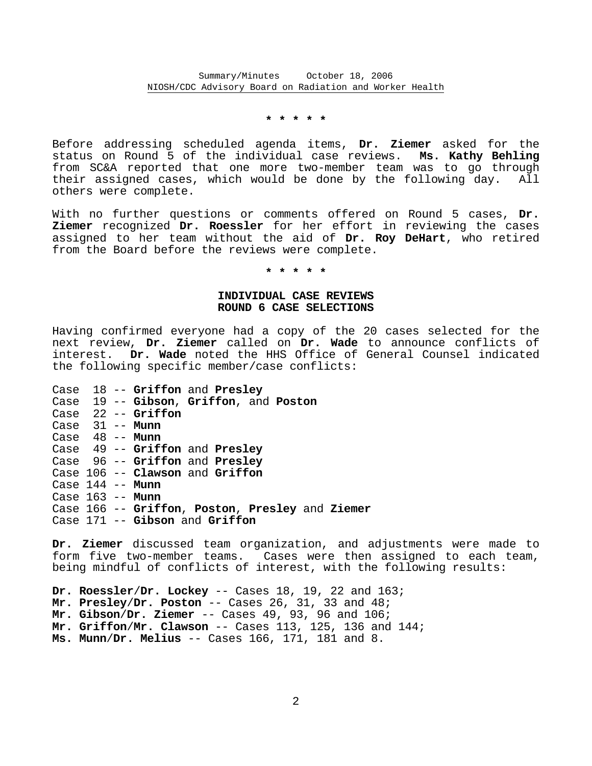\* \* \* \* \*

Before addressing scheduled agenda items, **Dr. Ziemer** asked for the status on Round 5 of the individual case reviews. **Ms. Kathy Behling** from SC&A reported that one more two-member team was to go through their assigned cases, which would be done by the following day. All others were complete.

With no further questions or comments offered on Round 5 cases, **Dr. Ziemer** recognized **Dr. Roessler** for her effort in reviewing the cases assigned to her team without the aid of **Dr. Roy DeHart**, who retired from the Board before the reviews were complete.

\* \* \* \* \*

## INDIVIDUAL CASE REVIEWS
## ROUND 6 CASE SELECTIONS

Having confirmed everyone had a copy of the 20 cases selected for the next review, **Dr. Ziemer** called on **Dr. Wade** to announce conflicts of interest. **Dr. Wade** noted the HHS Office of General Counsel indicated the following specific member/case conflicts:

Case 18 -- **Griffon** and **Presley**
Case 19 -- **Gibson**, **Griffon**, and **Poston**
Case 22 -- **Griffon**
Case 31 -- **Munn**
Case 48 -- **Munn**
Case 49 -- **Griffon** and **Presley**
Case 96 -- **Griffon** and **Presley**
Case 106 -- **Clawson** and **Griffon**
Case 144 -- **Munn**
Case 163 -- **Munn**
Case 166 -- **Griffon**, **Poston**, **Presley** and **Ziemer**
Case 171 -- **Gibson** and **Griffon**

**Dr. Ziemer** discussed team organization, and adjustments were made to form five two-member teams. Cases were then assigned to each team, being mindful of conflicts of interest, with the following results:

**Dr. Roessler/Dr. Lockey** -- Cases 18, 19, 22 and 163;
**Mr. Presley/Dr. Poston** -- Cases 26, 31, 33 and 48;
**Mr. Gibson/Dr. Ziemer** -- Cases 49, 93, 96 and 106;
**Mr. Griffon/Mr. Clawson** -- Cases 113, 125, 136 and 144;
**Ms. Munn/Dr. Melius** -- Cases 166, 171, 181 and 8.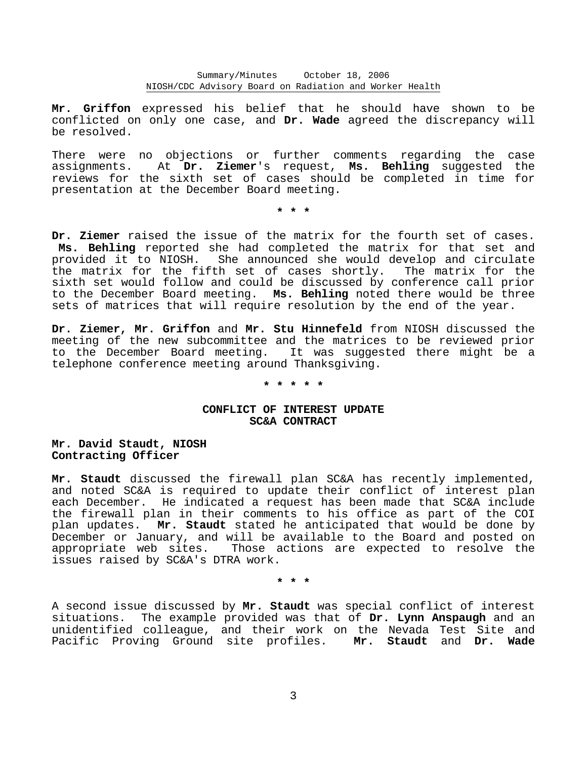**Mr. Griffon** expressed his belief that he should have shown to be conflicted on only one case, and **Dr. Wade** agreed the discrepancy will be resolved.

There were no objections or further comments regarding the case assignments. At **Dr. Ziemer**'s request, **Ms. Behling** suggested the reviews for the sixth set of cases should be completed in time for presentation at the December Board meeting.

\* \* \*

**Dr. Ziemer** raised the issue of the matrix for the fourth set of cases. **Ms. Behling** reported she had completed the matrix for that set and provided it to NIOSH. She announced she would develop and circulate the matrix for the fifth set of cases shortly. The matrix for the sixth set would follow and could be discussed by conference call prior to the December Board meeting. **Ms. Behling** noted there would be three sets of matrices that will require resolution by the end of the year.

**Dr. Ziemer, Mr. Griffon** and **Mr. Stu Hinnefeld** from NIOSH discussed the meeting of the new subcommittee and the matrices to be reviewed prior to the December Board meeting. It was suggested there might be a telephone conference meeting around Thanksgiving.

\* \* \* \* \*

## CONFLICT OF INTEREST UPDATE
## SC&A CONTRACT

**Mr. David Staudt, NIOSH**
**Contracting Officer**

**Mr. Staudt** discussed the firewall plan SC&A has recently implemented, and noted SC&A is required to update their conflict of interest plan each December. He indicated a request has been made that SC&A include the firewall plan in their comments to his office as part of the COI plan updates. **Mr. Staudt** stated he anticipated that would be done by December or January, and will be available to the Board and posted on appropriate web sites. Those actions are expected to resolve the issues raised by SC&A's DTRA work.

\* \* \*

A second issue discussed by **Mr. Staudt** was special conflict of interest situations. The example provided was that of **Dr. Lynn Anspaugh** and an unidentified colleague, and their work on the Nevada Test Site and Pacific Proving Ground site profiles. **Mr. Staudt** and **Dr. Wade**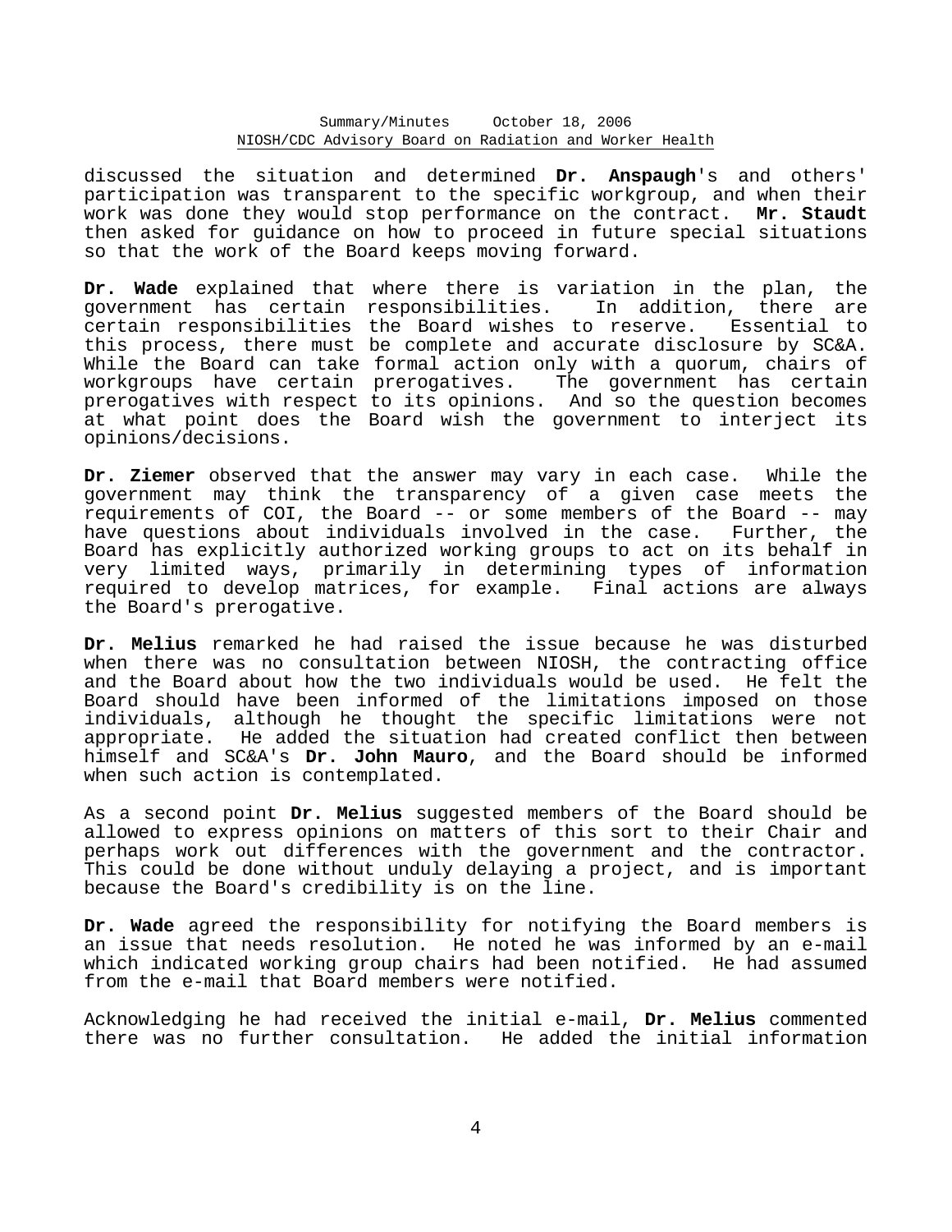discussed the situation and determined **Dr. Anspaugh**'s and others' participation was transparent to the specific workgroup, and when their work was done they would stop performance on the contract. **Mr. Staudt** then asked for guidance on how to proceed in future special situations so that the work of the Board keeps moving forward.

**Dr. Wade** explained that where there is variation in the plan, the government has certain responsibilities. In addition, there are certain responsibilities the Board wishes to reserve. Essential to this process, there must be complete and accurate disclosure by SC&A. While the Board can take formal action only with a quorum, chairs of workgroups have certain prerogatives. The government has certain prerogatives with respect to its opinions. And so the question becomes at what point does the Board wish the government to interject its opinions/decisions.

**Dr. Ziemer** observed that the answer may vary in each case. While the government may think the transparency of a given case meets the requirements of COI, the Board -- or some members of the Board -- may have questions about individuals involved in the case. Further, the Board has explicitly authorized working groups to act on its behalf in very limited ways, primarily in determining types of information required to develop matrices, for example. Final actions are always the Board's prerogative.

**Dr. Melius** remarked he had raised the issue because he was disturbed when there was no consultation between NIOSH, the contracting office and the Board about how the two individuals would be used. He felt the Board should have been informed of the limitations imposed on those individuals, although he thought the specific limitations were not appropriate. He added the situation had created conflict then between himself and SC&A's **Dr. John Mauro**, and the Board should be informed when such action is contemplated.

As a second point **Dr. Melius** suggested members of the Board should be allowed to express opinions on matters of this sort to their Chair and perhaps work out differences with the government and the contractor. This could be done without unduly delaying a project, and is important because the Board's credibility is on the line.

**Dr. Wade** agreed the responsibility for notifying the Board members is an issue that needs resolution. He noted he was informed by an e-mail which indicated working group chairs had been notified. He had assumed from the e-mail that Board members were notified.

Acknowledging he had received the initial e-mail, **Dr. Melius** commented there was no further consultation. He added the initial information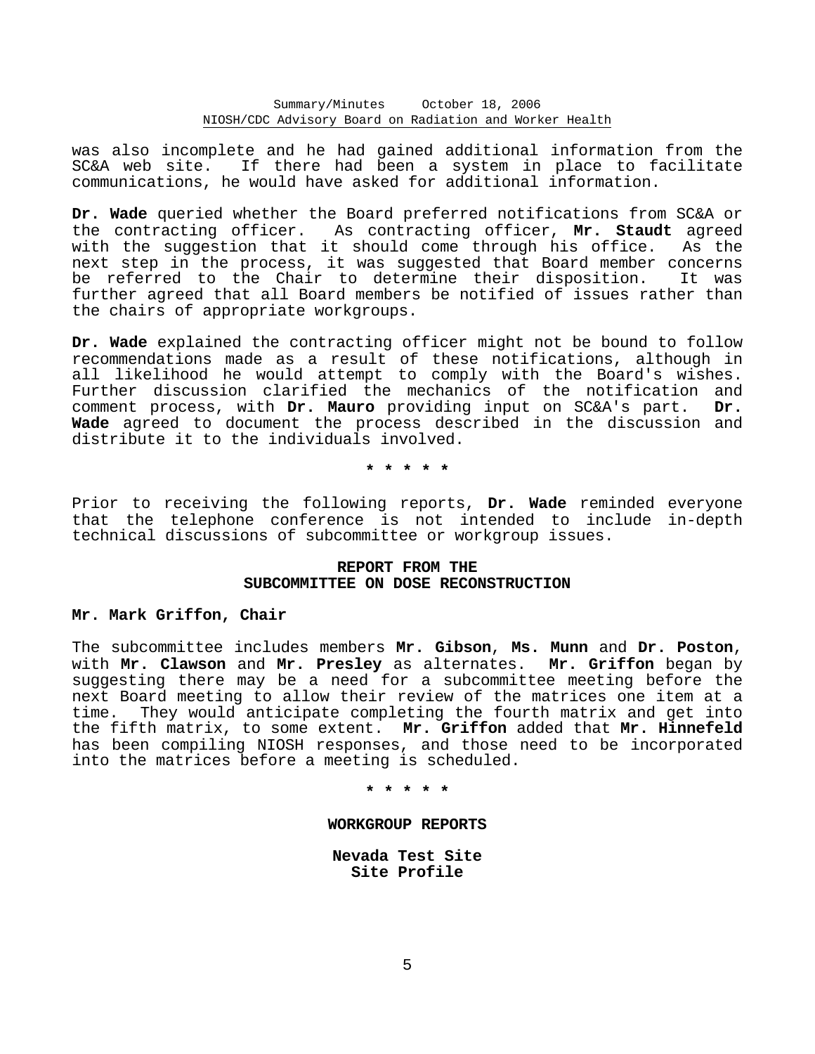was also incomplete and he had gained additional information from the SC&A web site. If there had been a system in place to facilitate communications, he would have asked for additional information.

**Dr. Wade** queried whether the Board preferred notifications from SC&A or the contracting officer. As contracting officer, **Mr. Staudt** agreed with the suggestion that it should come through his office. As the next step in the process, it was suggested that Board member concerns be referred to the Chair to determine their disposition. It was further agreed that all Board members be notified of issues rather than the chairs of appropriate workgroups.

**Dr. Wade** explained the contracting officer might not be bound to follow recommendations made as a result of these notifications, although in all likelihood he would attempt to comply with the Board's wishes. Further discussion clarified the mechanics of the notification and comment process, with **Dr. Mauro** providing input on SC&A's part. **Dr. Wade** agreed to document the process described in the discussion and distribute it to the individuals involved.

\* \* \* \* \*

Prior to receiving the following reports, **Dr. Wade** reminded everyone that the telephone conference is not intended to include in-depth technical discussions of subcommittee or workgroup issues.

## REPORT FROM THE SUBCOMMITTEE ON DOSE RECONSTRUCTION

**Mr. Mark Griffon, Chair**

The subcommittee includes members **Mr. Gibson**, **Ms. Munn** and **Dr. Poston**, with **Mr. Clawson** and **Mr. Presley** as alternates. **Mr. Griffon** began by suggesting there may be a need for a subcommittee meeting before the next Board meeting to allow their review of the matrices one item at a time. They would anticipate completing the fourth matrix and get into the fifth matrix, to some extent. **Mr. Griffon** added that **Mr. Hinnefeld** has been compiling NIOSH responses, and those need to be incorporated into the matrices before a meeting is scheduled.

\* \* \* \* \*

## WORKGROUP REPORTS

### Nevada Test Site Site Profile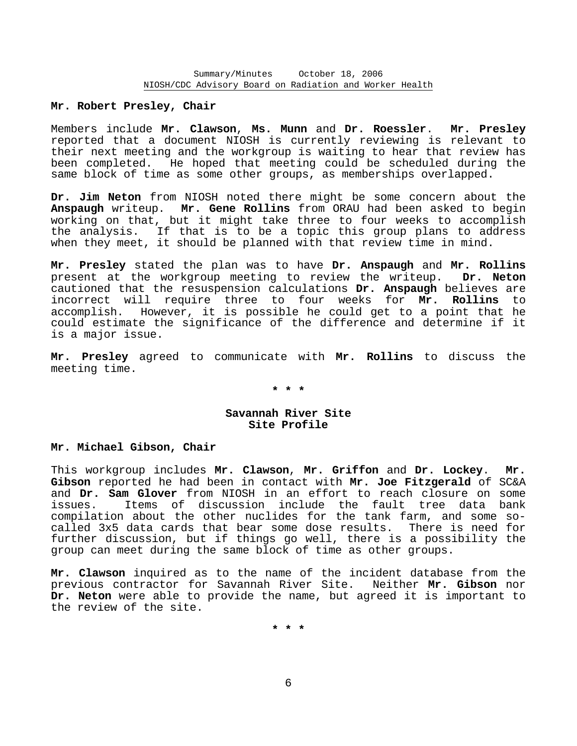**Mr. Robert Presley, Chair**

Members include **Mr. Clawson**, **Ms. Munn** and **Dr. Roessler**. **Mr. Presley** reported that a document NIOSH is currently reviewing is relevant to their next meeting and the workgroup is waiting to hear that review has been completed. He hoped that meeting could be scheduled during the same block of time as some other groups, as memberships overlapped.

**Dr. Jim Neton** from NIOSH noted there might be some concern about the **Anspaugh** writeup. **Mr. Gene Rollins** from ORAU had been asked to begin working on that, but it might take three to four weeks to accomplish the analysis. If that is to be a topic this group plans to address when they meet, it should be planned with that review time in mind.

**Mr. Presley** stated the plan was to have **Dr. Anspaugh** and **Mr. Rollins** present at the workgroup meeting to review the writeup. **Dr. Neton** cautioned that the resuspension calculations **Dr. Anspaugh** believes are incorrect will require three to four weeks for **Mr. Rollins** to accomplish. However, it is possible he could get to a point that he could estimate the significance of the difference and determine if it is a major issue.

**Mr. Presley** agreed to communicate with **Mr. Rollins** to discuss the meeting time.

* * *

## Savannah River Site
## Site Profile

**Mr. Michael Gibson, Chair**

This workgroup includes **Mr. Clawson**, **Mr. Griffon** and **Dr. Lockey**. **Mr. Gibson** reported he had been in contact with **Mr. Joe Fitzgerald** of SC&A and **Dr. Sam Glover** from NIOSH in an effort to reach closure on some issues. Items of discussion include the fault tree data bank compilation about the other nuclides for the tank farm, and some so-called 3x5 data cards that bear some dose results. There is need for further discussion, but if things go well, there is a possibility the group can meet during the same block of time as other groups.

**Mr. Clawson** inquired as to the name of the incident database from the previous contractor for Savannah River Site. Neither **Mr. Gibson** nor **Dr. Neton** were able to provide the name, but agreed it is important to the review of the site.

* * *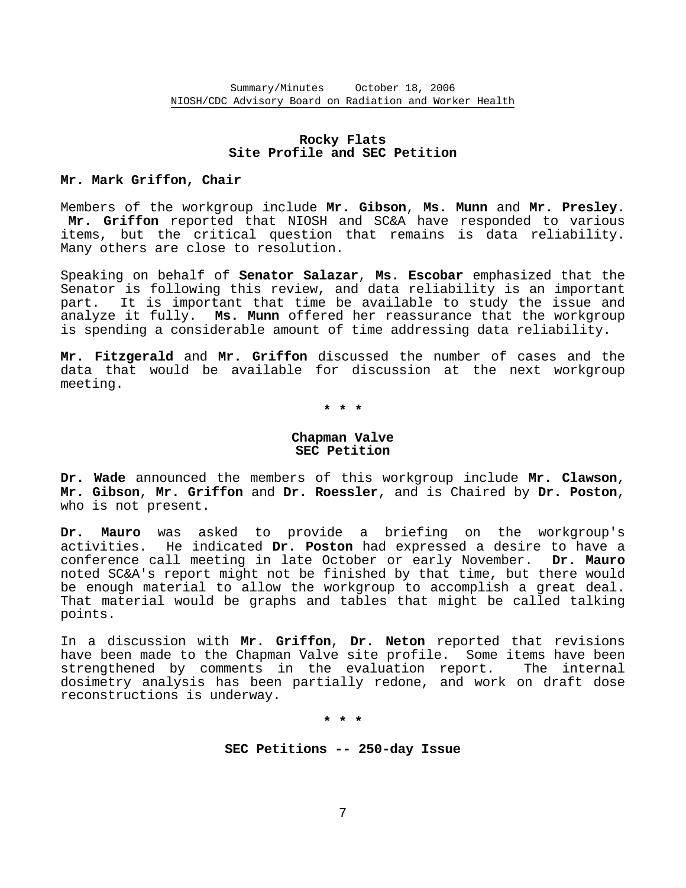## Rocky Flats
## Site Profile and SEC Petition

**Mr. Mark Griffon, Chair**

Members of the workgroup include **Mr. Gibson**, **Ms. Munn** and **Mr. Presley**. **Mr. Griffon** reported that NIOSH and SC&A have responded to various items, but the critical question that remains is data reliability. Many others are close to resolution.

Speaking on behalf of **Senator Salazar**, **Ms. Escobar** emphasized that the Senator is following this review, and data reliability is an important part. It is important that time be available to study the issue and analyze it fully. **Ms. Munn** offered her reassurance that the workgroup is spending a considerable amount of time addressing data reliability.

**Mr. Fitzgerald** and **Mr. Griffon** discussed the number of cases and the data that would be available for discussion at the next workgroup meeting.

\* \* \*

## Chapman Valve
## SEC Petition

**Dr. Wade** announced the members of this workgroup include **Mr. Clawson**, **Mr. Gibson**, **Mr. Griffon** and **Dr. Roessler**, and is Chaired by **Dr. Poston**, who is not present.

**Dr. Mauro** was asked to provide a briefing on the workgroup's activities. He indicated **Dr. Poston** had expressed a desire to have a conference call meeting in late October or early November. **Dr. Mauro** noted SC&A's report might not be finished by that time, but there would be enough material to allow the workgroup to accomplish a great deal. That material would be graphs and tables that might be called talking points.

In a discussion with **Mr. Griffon**, **Dr. Neton** reported that revisions have been made to the Chapman Valve site profile. Some items have been strengthened by comments in the evaluation report. The internal dosimetry analysis has been partially redone, and work on draft dose reconstructions is underway.

\* \* \*

## SEC Petitions -- 250-day Issue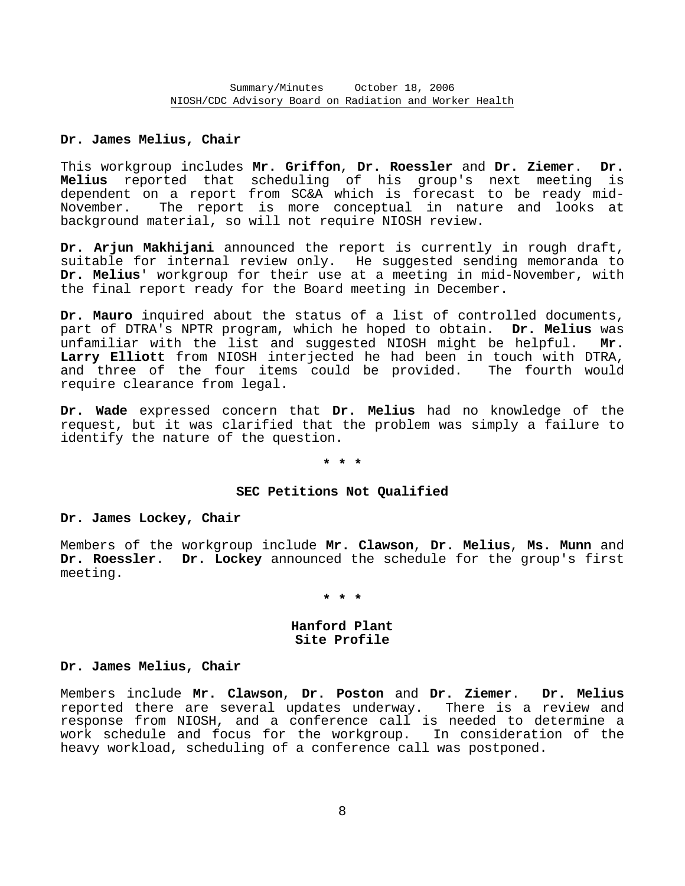**Dr. James Melius, Chair**

This workgroup includes **Mr. Griffon**, **Dr. Roessler** and **Dr. Ziemer**. **Dr. Melius** reported that scheduling of his group's next meeting is dependent on a report from SC&A which is forecast to be ready mid-November. The report is more conceptual in nature and looks at background material, so will not require NIOSH review.

**Dr. Arjun Makhijani** announced the report is currently in rough draft, suitable for internal review only. He suggested sending memoranda to **Dr. Melius**' workgroup for their use at a meeting in mid-November, with the final report ready for the Board meeting in December.

**Dr. Mauro** inquired about the status of a list of controlled documents, part of DTRA's NPTR program, which he hoped to obtain. **Dr. Melius** was unfamiliar with the list and suggested NIOSH might be helpful. **Mr. Larry Elliott** from NIOSH interjected he had been in touch with DTRA, and three of the four items could be provided. The fourth would require clearance from legal.

**Dr. Wade** expressed concern that **Dr. Melius** had no knowledge of the request, but it was clarified that the problem was simply a failure to identify the nature of the question.

* * *

## SEC Petitions Not Qualified

**Dr. James Lockey, Chair**

Members of the workgroup include **Mr. Clawson**, **Dr. Melius**, **Ms. Munn** and **Dr. Roessler**. **Dr. Lockey** announced the schedule for the group's first meeting.

* * *

## Hanford Plant Site Profile

**Dr. James Melius, Chair**

Members include **Mr. Clawson**, **Dr. Poston** and **Dr. Ziemer**. **Dr. Melius** reported there are several updates underway. There is a review and response from NIOSH, and a conference call is needed to determine a work schedule and focus for the workgroup. In consideration of the heavy workload, scheduling of a conference call was postponed.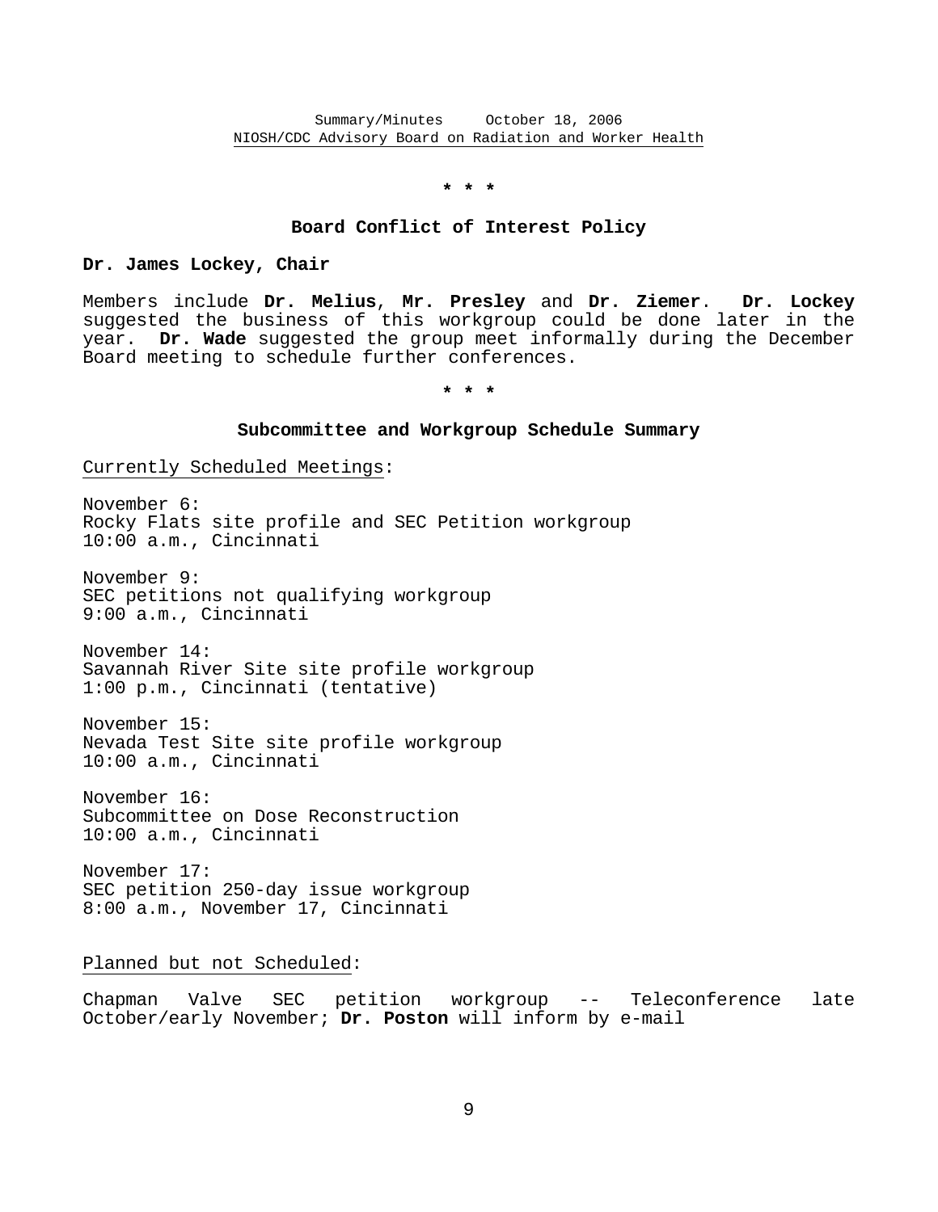* * *

## Board Conflict of Interest Policy

**Dr. James Lockey, Chair**

Members include **Dr. Melius**, **Mr. Presley** and **Dr. Ziemer**. **Dr. Lockey** suggested the business of this workgroup could be done later in the year. **Dr. Wade** suggested the group meet informally during the December Board meeting to schedule further conferences.

* * *

## Subcommittee and Workgroup Schedule Summary

Currently Scheduled Meetings:

November 6:
Rocky Flats site profile and SEC Petition workgroup
10:00 a.m., Cincinnati

November 9:
SEC petitions not qualifying workgroup
9:00 a.m., Cincinnati

November 14:
Savannah River Site site profile workgroup
1:00 p.m., Cincinnati (tentative)

November 15:
Nevada Test Site site profile workgroup
10:00 a.m., Cincinnati

November 16:
Subcommittee on Dose Reconstruction
10:00 a.m., Cincinnati

November 17:
SEC petition 250-day issue workgroup
8:00 a.m., November 17, Cincinnati

Planned but not Scheduled:

Chapman Valve SEC petition workgroup -- Teleconference late October/early November; **Dr. Poston** will inform by e-mail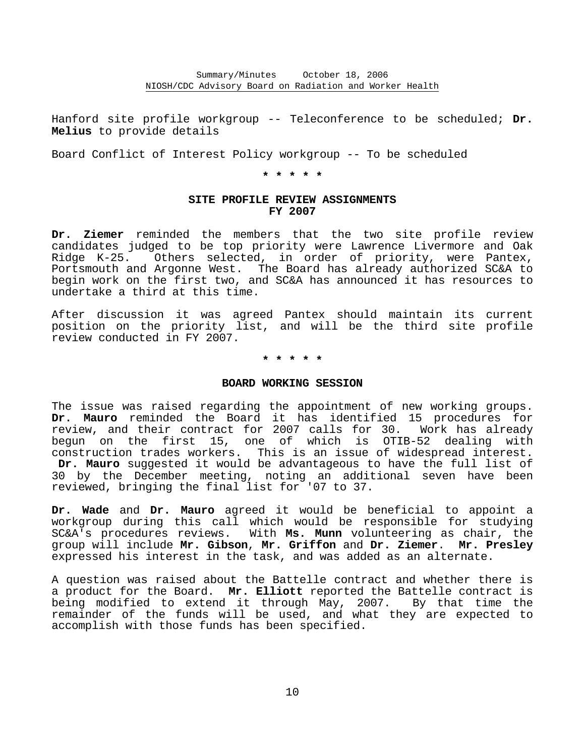Hanford site profile workgroup -- Teleconference to be scheduled; **Dr. Melius** to provide details

Board Conflict of Interest Policy workgroup -- To be scheduled

\* \* \* \* \*

## SITE PROFILE REVIEW ASSIGNMENTS FY 2007

**Dr. Ziemer** reminded the members that the two site profile review candidates judged to be top priority were Lawrence Livermore and Oak Ridge K-25. Others selected, in order of priority, were Pantex, Portsmouth and Argonne West. The Board has already authorized SC&A to begin work on the first two, and SC&A has announced it has resources to undertake a third at this time.

After discussion it was agreed Pantex should maintain its current position on the priority list, and will be the third site profile review conducted in FY 2007.

\* \* \* \* \*

## BOARD WORKING SESSION

The issue was raised regarding the appointment of new working groups. **Dr. Mauro** reminded the Board it has identified 15 procedures for review, and their contract for 2007 calls for 30. Work has already begun on the first 15, one of which is OTIB-52 dealing with construction trades workers. This is an issue of widespread interest. **Dr. Mauro** suggested it would be advantageous to have the full list of 30 by the December meeting, noting an additional seven have been reviewed, bringing the final list for '07 to 37.

**Dr. Wade** and **Dr. Mauro** agreed it would be beneficial to appoint a workgroup during this call which would be responsible for studying SC&A's procedures reviews. With **Ms. Munn** volunteering as chair, the group will include **Mr. Gibson**, **Mr. Griffon** and **Dr. Ziemer**. **Mr. Presley** expressed his interest in the task, and was added as an alternate.

A question was raised about the Battelle contract and whether there is a product for the Board. **Mr. Elliott** reported the Battelle contract is being modified to extend it through May, 2007. By that time the remainder of the funds will be used, and what they are expected to accomplish with those funds has been specified.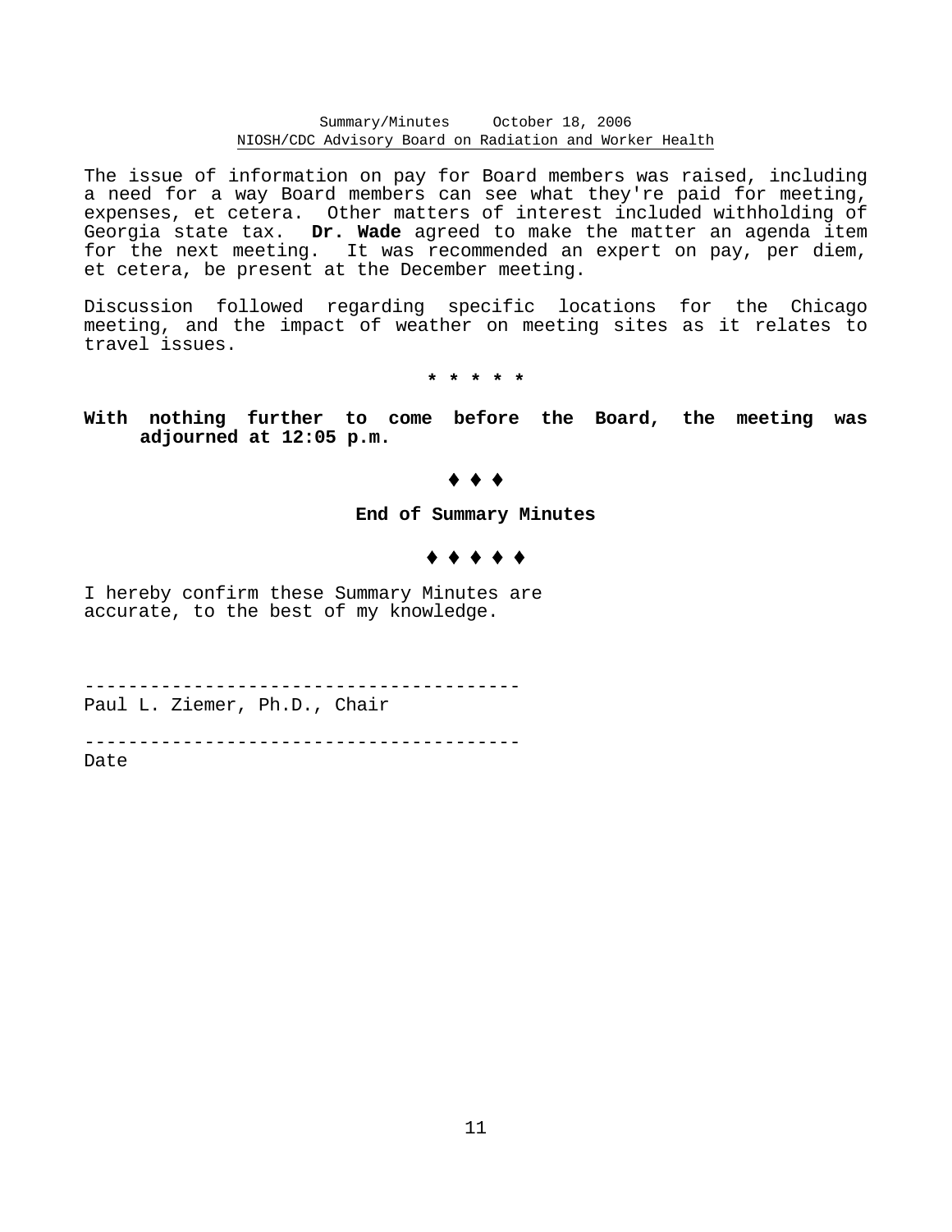The issue of information on pay for Board members was raised, including a need for a way Board members can see what they're paid for meeting, expenses, et cetera. Other matters of interest included withholding of Georgia state tax. **Dr. Wade** agreed to make the matter an agenda item for the next meeting. It was recommended an expert on pay, per diem, et cetera, be present at the December meeting.

Discussion followed regarding specific locations for the Chicago meeting, and the impact of weather on meeting sites as it relates to travel issues.

**\* \* \* \* \***

**With nothing further to come before the Board, the meeting was adjourned at 12:05 p.m.**

♦ ♦ ♦

**End of Summary Minutes**

♦ ♦ ♦ ♦ ♦

I hereby confirm these Summary Minutes are accurate, to the best of my knowledge.

----------------------------------------
Paul L. Ziemer, Ph.D., Chair

----------------------------------------
Date